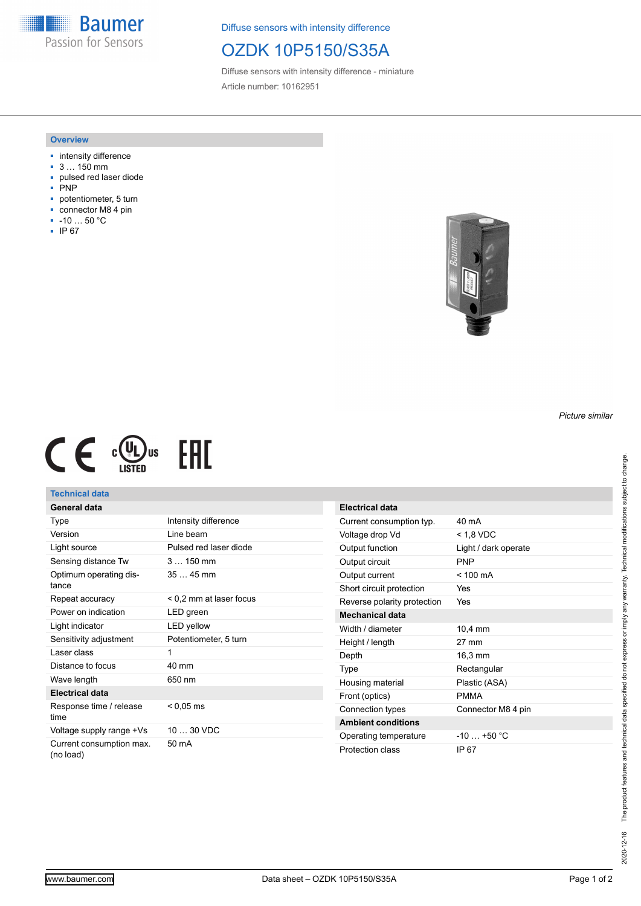Diffuse sensors with intensity difference

# OZDK 10P5150/S35A

Diffuse sensors with intensity difference - miniature

Article number: 10162951

## Overview

- intensity difference
- 3 … 150 mm
- pulsed red laser diode
- PNP
- potentiometer, 5 turn
- connector M8 4 pin
- -10 … 50 °C
- IP 67

*Picture similar*

## Technical data

| **General data** | |
|---|---|
| Type | Intensity difference |
| Version | Line beam |
| Light source | Pulsed red laser diode |
| Sensing distance Tw | 3 … 150 mm |
| Optimum operating distance | 35 … 45 mm |
| Repeat accuracy | < 0,2 mm at laser focus |
| Power on indication | LED green |
| Light indicator | LED yellow |
| Sensitivity adjustment | Potentiometer, 5 turn |
| Laser class | 1 |
| Distance to focus | 40 mm |
| Wave length | 650 nm |
| **Electrical data** | |
| Response time / release time | < 0,05 ms |
| Voltage supply range +Vs | 10 … 30 VDC |
| Current consumption max. (no load) | 50 mA |
| Current consumption typ. | 40 mA |
| Voltage drop Vd | < 1,8 VDC |
| Output function | Light / dark operate |
| Output circuit | PNP |
| Output current | < 100 mA |
| Short circuit protection | Yes |
| Reverse polarity protection | Yes |
| **Mechanical data** | |
| Width / diameter | 10,4 mm |
| Height / length | 27 mm |
| Depth | 16,3 mm |
| Type | Rectangular |
| Housing material | Plastic (ASA) |
| Front (optics) | PMMA |
| Connection types | Connector M8 4 pin |
| **Ambient conditions** | |
| Operating temperature | -10 … +50 °C |
| Protection class | IP 67 |

2020-12-16 The product features and technical data specified do not express or imply any warranty. Technical modifications subject to change.

www.baumer.com Data sheet – OZDK 10P5150/S35A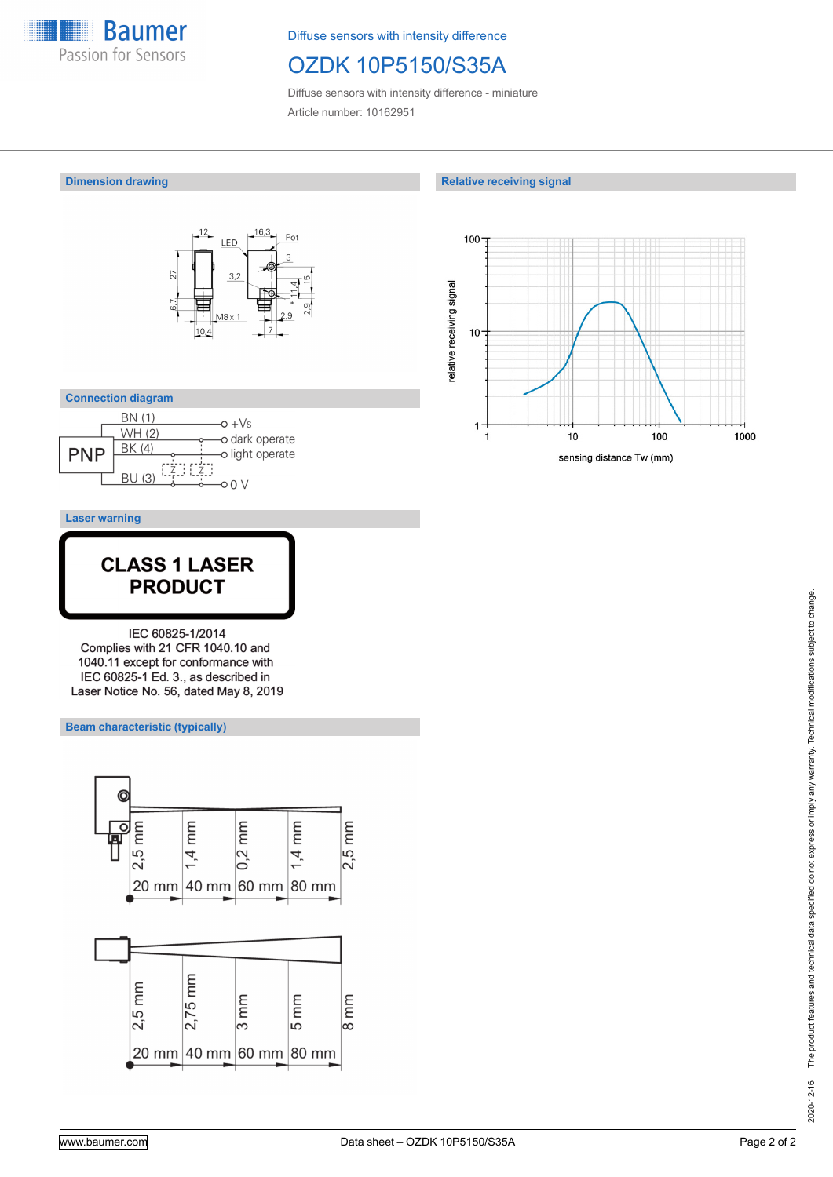Diffuse sensors with intensity difference

# OZDK 10P5150/S35A

Diffuse sensors with intensity difference - miniature

Article number: 10162951

## Dimension drawing

12
16,3
LED
Pot
3
27
3,2
15
11,4
6,7
M8 x 1
2,9
2,9
10,4
7

## Relative receiving signal

relative receiving signal

100
10
1

1
10
100
1000

sensing distance Tw (mm)

## Connection diagram

PNP

BN (1) +Vs

WH (2) dark operate

BK (4) light operate

BU (3) 0 V

Z Z

## Laser warning

**CLASS 1 LASER PRODUCT**

IEC 60825-1/2014
Complies with 21 CFR 1040.10 and 1040.11 except for conformance with IEC 60825-1 Ed. 3., as described in Laser Notice No. 56, dated May 8, 2019

## Beam characteristic (typically)

2,5 mm
1,4 mm
0,2 mm
1,4 mm
2,5 mm

20 mm
40 mm
60 mm
80 mm

2,5 mm
2,75 mm
3 mm
5 mm
8 mm

20 mm
40 mm
60 mm
80 mm

The product features and technical data specified do not express or imply any warranty. Technical modifications subject to change.

2020-12-16

www.baumer.com

Data sheet – OZDK 10P5150/S35A